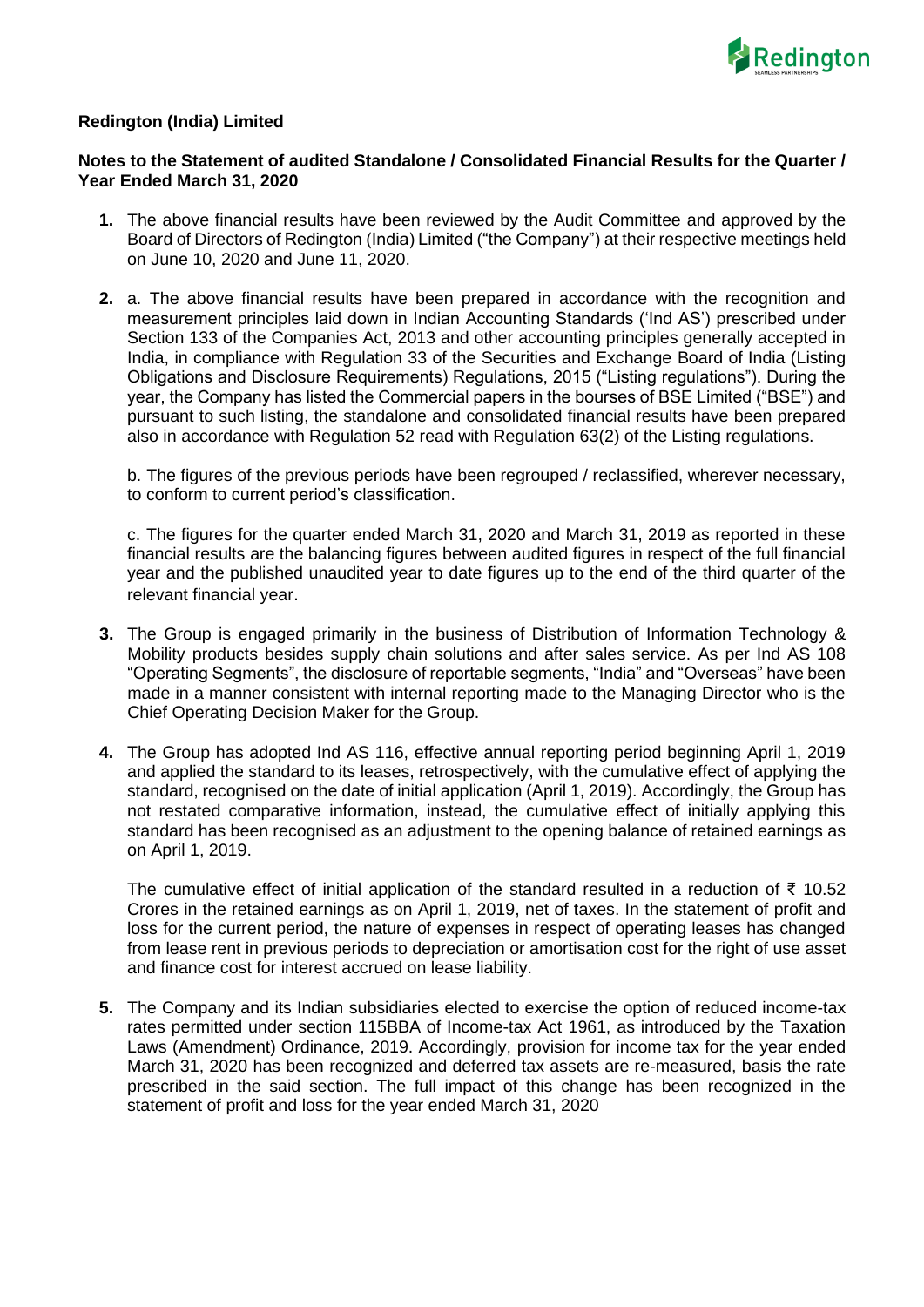**Redington (India) Limited**

**Notes to the Statement of audited Standalone / Consolidated Financial Results for the Quarter / Year Ended March 31, 2020**

1. The above financial results have been reviewed by the Audit Committee and approved by the Board of Directors of Redington (India) Limited ("the Company") at their respective meetings held on June 10, 2020 and June 11, 2020.

2. a. The above financial results have been prepared in accordance with the recognition and measurement principles laid down in Indian Accounting Standards ('Ind AS') prescribed under Section 133 of the Companies Act, 2013 and other accounting principles generally accepted in India, in compliance with Regulation 33 of the Securities and Exchange Board of India (Listing Obligations and Disclosure Requirements) Regulations, 2015 ("Listing regulations"). During the year, the Company has listed the Commercial papers in the bourses of BSE Limited ("BSE") and pursuant to such listing, the standalone and consolidated financial results have been prepared also in accordance with Regulation 52 read with Regulation 63(2) of the Listing regulations.

   b. The figures of the previous periods have been regrouped / reclassified, wherever necessary, to conform to current period's classification.

   c. The figures for the quarter ended March 31, 2020 and March 31, 2019 as reported in these financial results are the balancing figures between audited figures in respect of the full financial year and the published unaudited year to date figures up to the end of the third quarter of the relevant financial year.

3. The Group is engaged primarily in the business of Distribution of Information Technology & Mobility products besides supply chain solutions and after sales service. As per Ind AS 108 "Operating Segments", the disclosure of reportable segments, "India" and "Overseas" have been made in a manner consistent with internal reporting made to the Managing Director who is the Chief Operating Decision Maker for the Group.

4. The Group has adopted Ind AS 116, effective annual reporting period beginning April 1, 2019 and applied the standard to its leases, retrospectively, with the cumulative effect of applying the standard, recognised on the date of initial application (April 1, 2019). Accordingly, the Group has not restated comparative information, instead, the cumulative effect of initially applying this standard has been recognised as an adjustment to the opening balance of retained earnings as on April 1, 2019.

   The cumulative effect of initial application of the standard resulted in a reduction of ₹ 10.52 Crores in the retained earnings as on April 1, 2019, net of taxes. In the statement of profit and loss for the current period, the nature of expenses in respect of operating leases has changed from lease rent in previous periods to depreciation or amortisation cost for the right of use asset and finance cost for interest accrued on lease liability.

5. The Company and its Indian subsidiaries elected to exercise the option of reduced income-tax rates permitted under section 115BBA of Income-tax Act 1961, as introduced by the Taxation Laws (Amendment) Ordinance, 2019. Accordingly, provision for income tax for the year ended March 31, 2020 has been recognized and deferred tax assets are re-measured, basis the rate prescribed in the said section. The full impact of this change has been recognized in the statement of profit and loss for the year ended March 31, 2020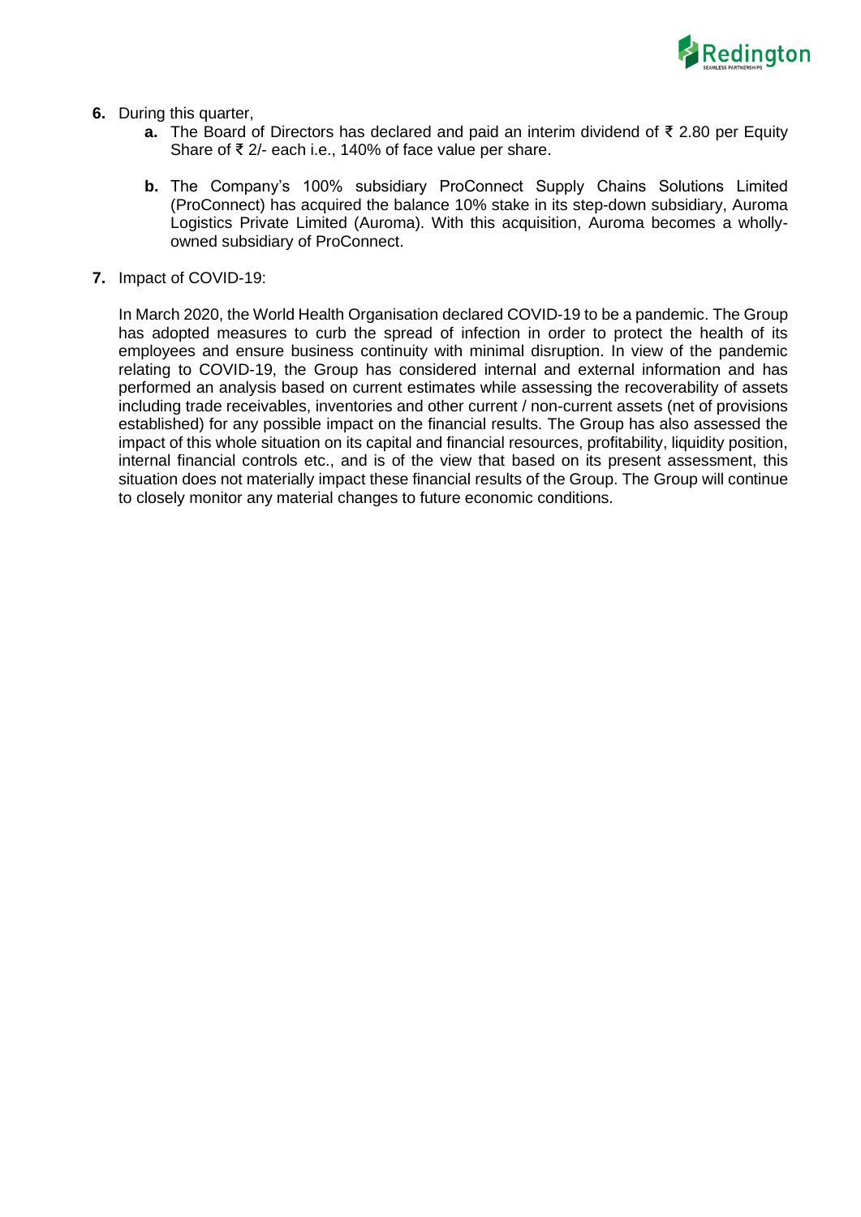6. During this quarter,
   
   a. The Board of Directors has declared and paid an interim dividend of ₹ 2.80 per Equity Share of ₹ 2/- each i.e., 140% of face value per share.
   
   b. The Company's 100% subsidiary ProConnect Supply Chains Solutions Limited (ProConnect) has acquired the balance 10% stake in its step-down subsidiary, Auroma Logistics Private Limited (Auroma). With this acquisition, Auroma becomes a wholly-owned subsidiary of ProConnect.

7. Impact of COVID-19:

   In March 2020, the World Health Organisation declared COVID-19 to be a pandemic. The Group has adopted measures to curb the spread of infection in order to protect the health of its employees and ensure business continuity with minimal disruption. In view of the pandemic relating to COVID-19, the Group has considered internal and external information and has performed an analysis based on current estimates while assessing the recoverability of assets including trade receivables, inventories and other current / non-current assets (net of provisions established) for any possible impact on the financial results. The Group has also assessed the impact of this whole situation on its capital and financial resources, profitability, liquidity position, internal financial controls etc., and is of the view that based on its present assessment, this situation does not materially impact these financial results of the Group. The Group will continue to closely monitor any material changes to future economic conditions.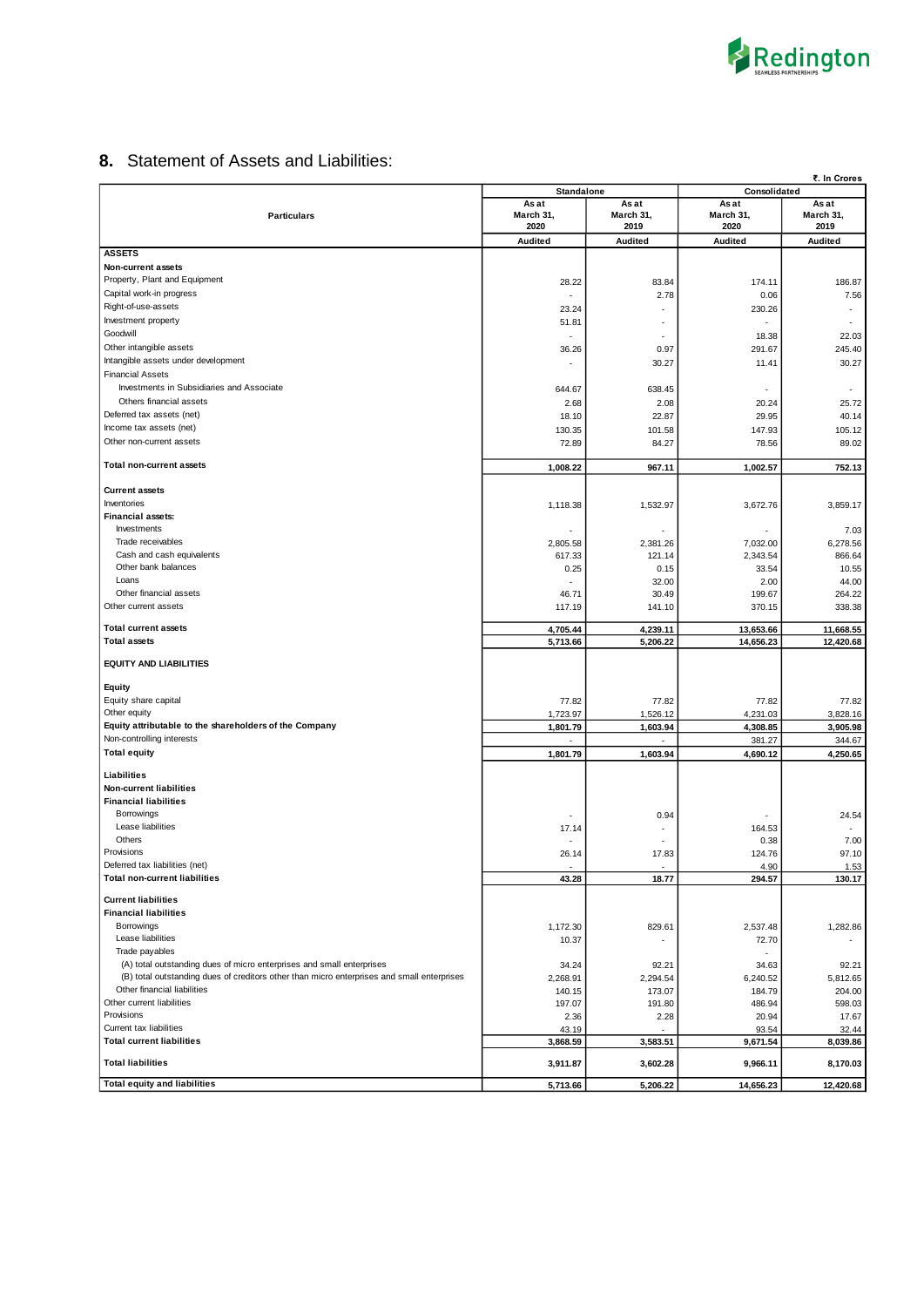## 8. Statement of Assets and Liabilities:

₹. In Crores

| Particulars | Standalone | | Consolidated | |
|---|---|---|---|---|
| | As at March 31, 2020 | As at March 31, 2019 | As at March 31, 2020 | As at March 31, 2019 |
| | Audited | Audited | Audited | Audited |
| **ASSETS** | | | | |
| **Non-current assets** | | | | |
| Property, Plant and Equipment | 28.22 | 83.84 | 174.11 | 186.87 |
| Capital work-in progress | - | 2.78 | 0.06 | 7.56 |
| Right-of-use-assets | 23.24 | - | 230.26 | - |
| Investment property | 51.81 | - | - | - |
| Goodwill | - | - | 18.38 | 22.03 |
| Other intangible assets | 36.26 | 0.97 | 291.67 | 245.40 |
| Intangible assets under development | - | 30.27 | 11.41 | 30.27 |
| Financial Assets | | | | |
| Investments in Subsidiaries and Associate | 644.67 | 638.45 | - | - |
| Others financial assets | 2.68 | 2.08 | 20.24 | 25.72 |
| Deferred tax assets (net) | 18.10 | 22.87 | 29.95 | 40.14 |
| Income tax assets (net) | 130.35 | 101.58 | 147.93 | 105.12 |
| Other non-current assets | 72.89 | 84.27 | 78.56 | 89.02 |
| **Total non-current assets** | **1,008.22** | **967.11** | **1,002.57** | **752.13** |
| **Current assets** | | | | |
| Inventories | 1,118.38 | 1,532.97 | 3,672.76 | 3,859.17 |
| **Financial assets:** | | | | |
| Investments | - | - | - | 7.03 |
| Trade receivables | 2,805.58 | 2,381.26 | 7,032.00 | 6,278.56 |
| Cash and cash equivalents | 617.33 | 121.14 | 2,343.54 | 866.64 |
| Other bank balances | 0.25 | 0.15 | 33.54 | 10.55 |
| Loans | - | 32.00 | 2.00 | 44.00 |
| Other financial assets | 46.71 | 30.49 | 199.67 | 264.22 |
| Other current assets | 117.19 | 141.10 | 370.15 | 338.38 |
| **Total current assets** | **4,705.44** | **4,239.11** | **13,653.66** | **11,668.55** |
| **Total assets** | **5,713.66** | **5,206.22** | **14,656.23** | **12,420.68** |
| **EQUITY AND LIABILITIES** | | | | |
| **Equity** | | | | |
| Equity share capital | 77.82 | 77.82 | 77.82 | 77.82 |
| Other equity | 1,723.97 | 1,526.12 | 4,231.03 | 3,828.16 |
| **Equity attributable to the shareholders of the Company** | **1,801.79** | **1,603.94** | **4,308.85** | **3,905.98** |
| Non-controlling interests | - | - | 381.27 | 344.67 |
| **Total equity** | **1,801.79** | **1,603.94** | **4,690.12** | **4,250.65** |
| **Liabilities** | | | | |
| **Non-current liabilities** | | | | |
| **Financial liabilities** | | | | |
| Borrowings | - | 0.94 | - | 24.54 |
| Lease liabilities | 17.14 | - | 164.53 | - |
| Others | - | - | 0.38 | 7.00 |
| Provisions | 26.14 | 17.83 | 124.76 | 97.10 |
| Deferred tax liabilities (net) | - | - | 4.90 | 1.53 |
| **Total non-current liabilities** | **43.28** | **18.77** | **294.57** | **130.17** |
| **Current liabilities** | | | | |
| **Financial liabilities** | | | | |
| Borrowings | 1,172.30 | 829.61 | 2,537.48 | 1,282.86 |
| Lease liabilities | 10.37 | - | 72.70 | - |
| Trade payables | | | - | |
| (A) total outstanding dues of micro enterprises and small enterprises | 34.24 | 92.21 | 34.63 | 92.21 |
| (B) total outstanding dues of creditors other than micro enterprises and small enterprises | 2,268.91 | 2,294.54 | 6,240.52 | 5,812.65 |
| Other financial liabilities | 140.15 | 173.07 | 184.79 | 204.00 |
| Other current liabilities | 197.07 | 191.80 | 486.94 | 598.03 |
| Provisions | 2.36 | 2.28 | 20.94 | 17.67 |
| Current tax liabilities | 43.19 | - | 93.54 | 32.44 |
| **Total current liabilities** | **3,868.59** | **3,583.51** | **9,671.54** | **8,039.86** |
| **Total liabilities** | **3,911.87** | **3,602.28** | **9,966.11** | **8,170.03** |
| **Total equity and liabilities** | **5,713.66** | **5,206.22** | **14,656.23** | **12,420.68** |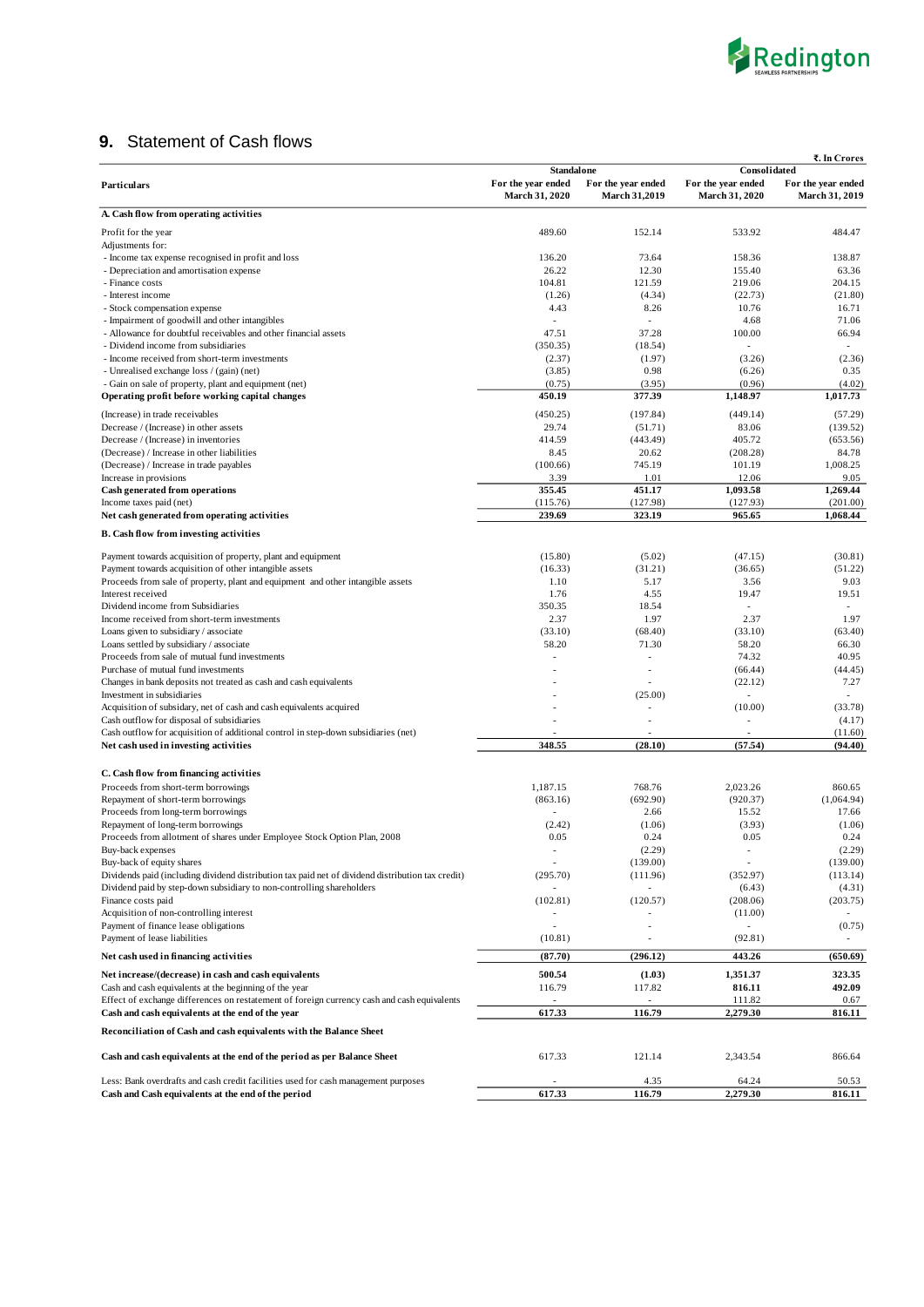## 9. Statement of Cash flows

₹. In Crores

| Particulars | Standalone | | Consolidated | |
|---|---|---|---|---|
| | For the year ended March 31, 2020 | For the year ended March 31,2019 | For the year ended March 31, 2020 | For the year ended March 31, 2019 |
| **A. Cash flow from operating activities** | | | | |
| Profit for the year | 489.60 | 152.14 | 533.92 | 484.47 |
| Adjustments for: | | | | |
| - Income tax expense recognised in profit and loss | 136.20 | 73.64 | 158.36 | 138.87 |
| - Depreciation and amortisation expense | 26.22 | 12.30 | 155.40 | 63.36 |
| - Finance costs | 104.81 | 121.59 | 219.06 | 204.15 |
| - Interest income | (1.26) | (4.34) | (22.73) | (21.80) |
| - Stock compensation expense | 4.43 | 8.26 | 10.76 | 16.71 |
| - Impairment of goodwill and other intangibles | - | - | 4.68 | 71.06 |
| - Allowance for doubtful receivables and other financial assets | 47.51 | 37.28 | 100.00 | 66.94 |
| - Dividend income from subsidiaries | (350.35) | (18.54) | - | - |
| - Income received from short-term investments | (2.37) | (1.97) | (3.26) | (2.36) |
| - Unrealised exchange loss / (gain) (net) | (3.85) | 0.98 | (6.26) | 0.35 |
| - Gain on sale of property, plant and equipment (net) | (0.75) | (3.95) | (0.96) | (4.02) |
| **Operating profit before working capital changes** | **450.19** | **377.39** | **1,148.97** | **1,017.73** |
| (Increase) in trade receivables | (450.25) | (197.84) | (449.14) | (57.29) |
| Decrease / (Increase) in other assets | 29.74 | (51.71) | 83.06 | (139.52) |
| Decrease / (Increase) in inventories | 414.59 | (443.49) | 405.72 | (653.56) |
| (Decrease) / Increase in other liabilities | 8.45 | 20.62 | (208.28) | 84.78 |
| (Decrease) / Increase in trade payables | (100.66) | 745.19 | 101.19 | 1,008.25 |
| Increase in provisions | 3.39 | 1.01 | 12.06 | 9.05 |
| **Cash generated from operations** | **355.45** | **451.17** | **1,093.58** | **1,269.44** |
| Income taxes paid (net) | (115.76) | (127.98) | (127.93) | (201.00) |
| **Net cash generated from operating activities** | **239.69** | **323.19** | **965.65** | **1,068.44** |
| **B. Cash flow from investing activities** | | | | |
| Payment towards acquisition of property, plant and equipment | (15.80) | (5.02) | (47.15) | (30.81) |
| Payment towards acquisition of other intangible assets | (16.33) | (31.21) | (36.65) | (51.22) |
| Proceeds from sale of property, plant and equipment and other intangible assets | 1.10 | 5.17 | 3.56 | 9.03 |
| Interest received | 1.76 | 4.55 | 19.47 | 19.51 |
| Dividend income from Subsidiaries | 350.35 | 18.54 | - | - |
| Income received from short-term investments | 2.37 | 1.97 | 2.37 | 1.97 |
| Loans given to subsidiary / associate | (33.10) | (68.40) | (33.10) | (63.40) |
| Loans settled by subsidiary / associate | 58.20 | 71.30 | 58.20 | 66.30 |
| Proceeds from sale of mutual fund investments | - | - | 74.32 | 40.95 |
| Purchase of mutual fund investments | - | - | (66.44) | (44.45) |
| Changes in bank deposits not treated as cash and cash equivalents | - | - | (22.12) | 7.27 |
| Investment in subsidiaries | - | (25.00) | - | - |
| Acquisition of subsidiary, net of cash and cash equivalents acquired | - | - | (10.00) | (33.78) |
| Cash outflow for disposal of subsidiaries | - | - | - | (4.17) |
| Cash outflow for acquisition of additional control in step-down subsidiaries (net) | - | - | - | (11.60) |
| **Net cash used in investing activities** | **348.55** | **(28.10)** | **(57.54)** | **(94.40)** |
| **C. Cash flow from financing activities** | | | | |
| Proceeds from short-term borrowings | 1,187.15 | 768.76 | 2,023.26 | 860.65 |
| Repayment of short-term borrowings | (863.16) | (692.90) | (920.37) | (1,064.94) |
| Proceeds from long-term borrowings | - | 2.66 | 15.52 | 17.66 |
| Repayment of long-term borrowings | (2.42) | (1.06) | (3.93) | (1.06) |
| Proceeds from allotment of shares under Employee Stock Option Plan, 2008 | 0.05 | 0.24 | 0.05 | 0.24 |
| Buy-back expenses | - | (2.29) | - | (2.29) |
| Buy-back of equity shares | - | (139.00) | - | (139.00) |
| Dividends paid (including dividend distribution tax paid net of dividend distribution tax credit) | (295.70) | (111.96) | (352.97) | (113.14) |
| Dividend paid by step-down subsidiary to non-controlling shareholders | - | - | (6.43) | (4.31) |
| Finance costs paid | (102.81) | (120.57) | (208.06) | (203.75) |
| Acquisition of non-controlling interest | - | - | (11.00) | - |
| Payment of finance lease obligations | - | - | - | (0.75) |
| Payment of lease liabilities | (10.81) | - | (92.81) | - |
| **Net cash used in financing activities** | **(87.70)** | **(296.12)** | **443.26** | **(650.69)** |
| **Net increase/(decrease) in cash and cash equivalents** | **500.54** | **(1.03)** | **1,351.37** | **323.35** |
| Cash and cash equivalents at the beginning of the year | 116.79 | 117.82 | **816.11** | **492.09** |
| Effect of exchange differences on restatement of foreign currency cash and cash equivalents | - | - | 111.82 | 0.67 |
| **Cash and cash equivalents at the end of the year** | **617.33** | **116.79** | **2,279.30** | **816.11** |
| **Reconciliation of Cash and cash equivalents with the Balance Sheet** | | | | |
| **Cash and cash equivalents at the end of the period as per Balance Sheet** | 617.33 | 121.14 | 2,343.54 | 866.64 |
| Less: Bank overdrafts and cash credit facilities used for cash management purposes | - | 4.35 | 64.24 | 50.53 |
| **Cash and Cash equivalents at the end of the period** | **617.33** | **116.79** | **2,279.30** | **816.11** |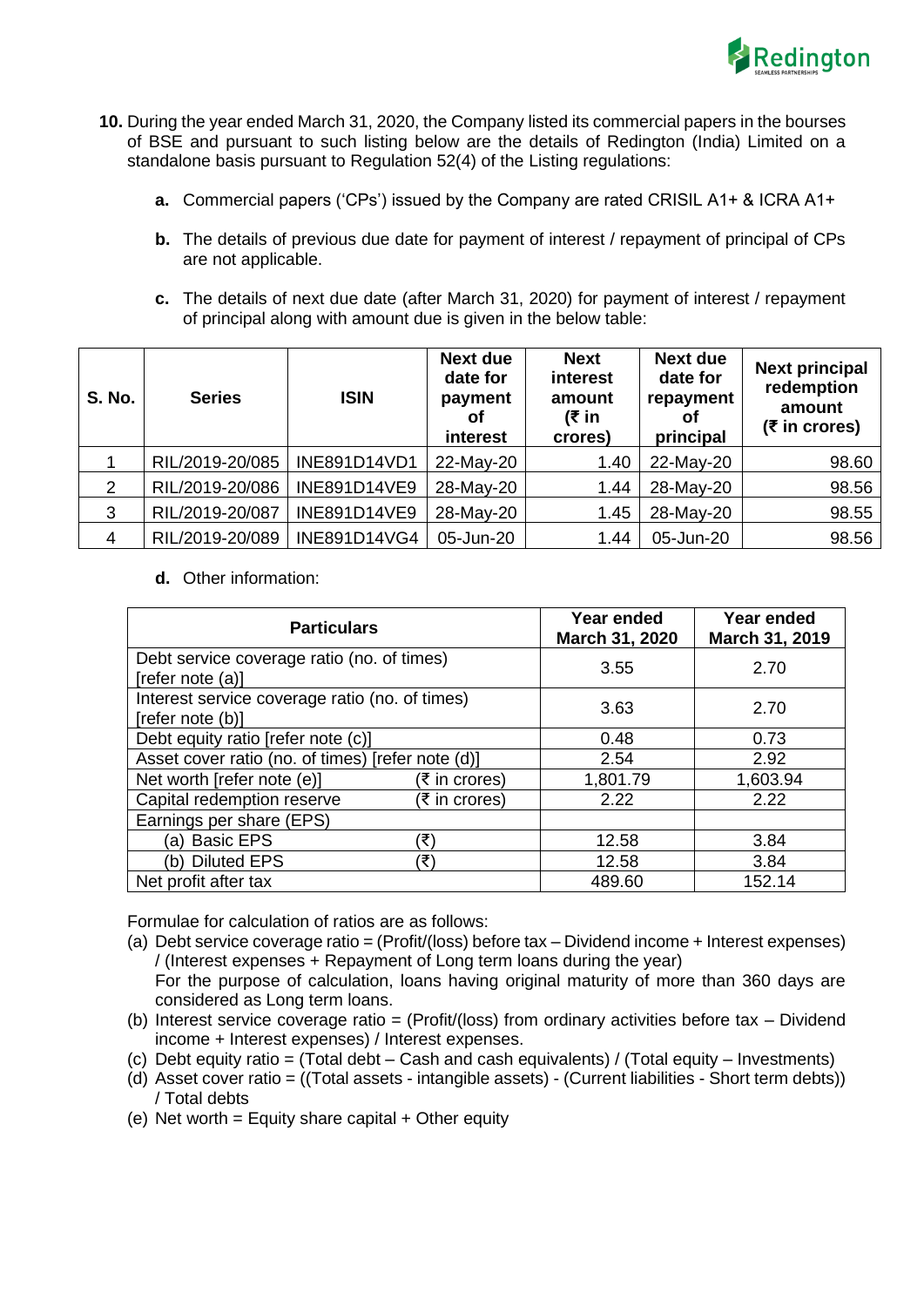**10.** During the year ended March 31, 2020, the Company listed its commercial papers in the bourses of BSE and pursuant to such listing below are the details of Redington (India) Limited on a standalone basis pursuant to Regulation 52(4) of the Listing regulations:

**a.** Commercial papers ('CPs') issued by the Company are rated CRISIL A1+ & ICRA A1+

**b.** The details of previous due date for payment of interest / repayment of principal of CPs are not applicable.

**c.** The details of next due date (after March 31, 2020) for payment of interest / repayment of principal along with amount due is given in the below table:

| S. No. | Series | ISIN | Next due date for payment of interest | Next interest amount (₹ in crores) | Next due date for repayment of principal | Next principal redemption amount (₹ in crores) |
|---|---|---|---|---|---|---|
| 1 | RIL/2019-20/085 | INE891D14VD1 | 22-May-20 | 1.40 | 22-May-20 | 98.60 |
| 2 | RIL/2019-20/086 | INE891D14VE9 | 28-May-20 | 1.44 | 28-May-20 | 98.56 |
| 3 | RIL/2019-20/087 | INE891D14VE9 | 28-May-20 | 1.45 | 28-May-20 | 98.55 |
| 4 | RIL/2019-20/089 | INE891D14VG4 | 05-Jun-20 | 1.44 | 05-Jun-20 | 98.56 |

**d.** Other information:

| Particulars | | Year ended March 31, 2020 | Year ended March 31, 2019 |
|---|---|---|---|
| Debt service coverage ratio (no. of times) [refer note (a)] | | 3.55 | 2.70 |
| Interest service coverage ratio (no. of times) [refer note (b)] | | 3.63 | 2.70 |
| Debt equity ratio [refer note (c)] | | 0.48 | 0.73 |
| Asset cover ratio (no. of times) [refer note (d)] | | 2.54 | 2.92 |
| Net worth [refer note (e)] | (₹ in crores) | 1,801.79 | 1,603.94 |
| Capital redemption reserve | (₹ in crores) | 2.22 | 2.22 |
| Earnings per share (EPS) | | | |
| (a) Basic EPS | (₹) | 12.58 | 3.84 |
| (b) Diluted EPS | (₹) | 12.58 | 3.84 |
| Net profit after tax | | 489.60 | 152.14 |

Formulae for calculation of ratios are as follows:

(a) Debt service coverage ratio = (Profit/(loss) before tax – Dividend income + Interest expenses) / (Interest expenses + Repayment of Long term loans during the year)
For the purpose of calculation, loans having original maturity of more than 360 days are considered as Long term loans.

(b) Interest service coverage ratio = (Profit/(loss) from ordinary activities before tax – Dividend income + Interest expenses) / Interest expenses.

(c) Debt equity ratio = (Total debt – Cash and cash equivalents) / (Total equity – Investments)

(d) Asset cover ratio = ((Total assets - intangible assets) - (Current liabilities - Short term debts)) / Total debts

(e) Net worth = Equity share capital + Other equity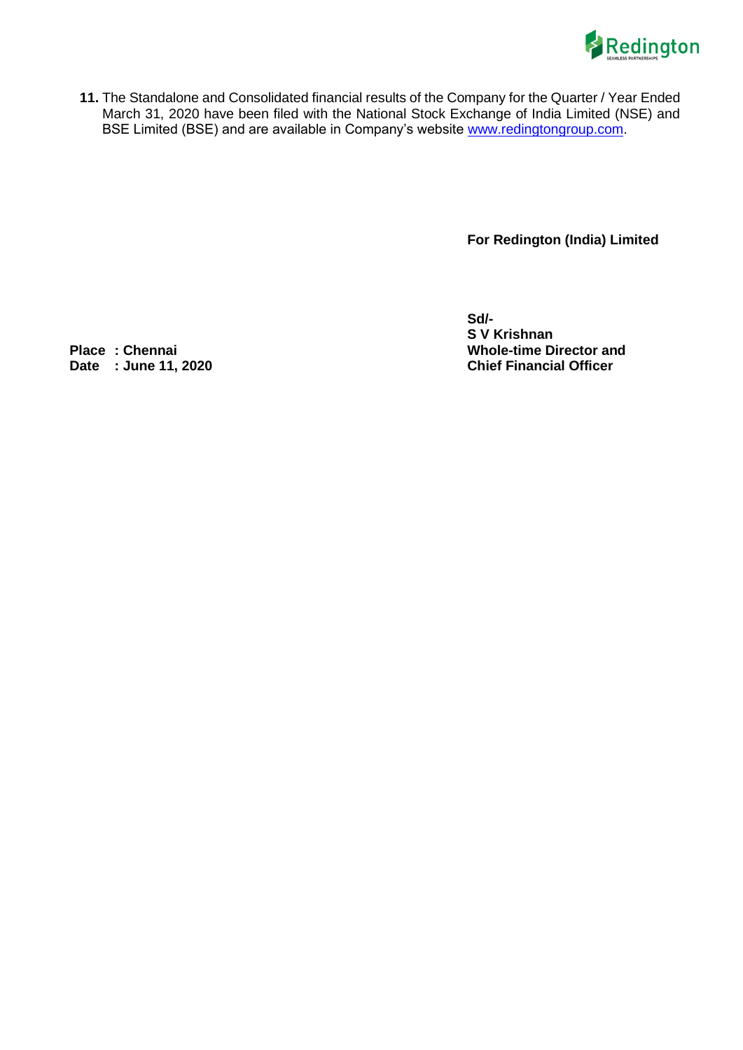11. The Standalone and Consolidated financial results of the Company for the Quarter / Year Ended March 31, 2020 have been filed with the National Stock Exchange of India Limited (NSE) and BSE Limited (BSE) and are available in Company's website [www.redingtongroup.com](http://www.redingtongroup.com).

**For Redington (India) Limited**

**Sd/-**
**S V Krishnan**
**Whole-time Director and**
**Chief Financial Officer**

**Place : Chennai**
**Date : June 11, 2020**